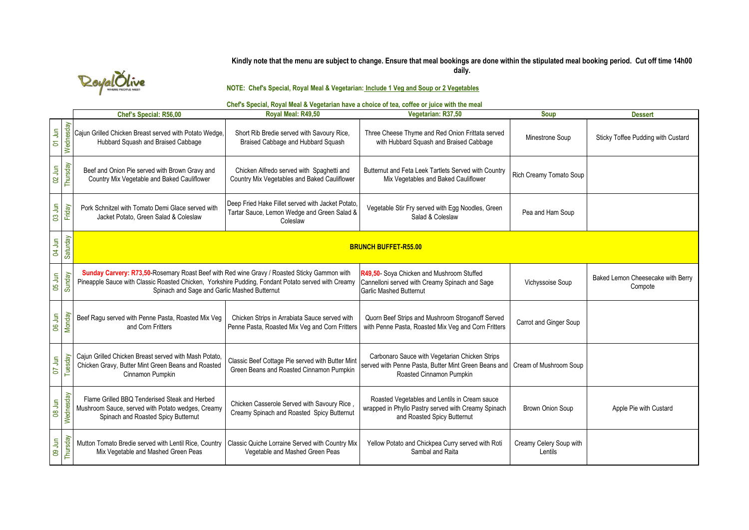Royal Olive — WHERE PEOPLE MEET

**Kindly note that the menu are subject to change. Ensure that meal bookings are done within the stipulated meal booking period. Cut off time 14h00 daily.**

**NOTE: Chef's Special, Royal Meal & Vegetarian: Include 1 Veg and Soup or 2 Vegetables**

**Chef's Special, Royal Meal & Vegetarian have a choice of tea, coffee or juice with the meal**

| Date | Day | Chef's Special: R56,00 | Royal Meal: R49,50 | Vegetarian: R37,50 | Soup | Dessert |
|---|---|---|---|---|---|---|
| 01 Jun | Wednesday | Cajun Grilled Chicken Breast served with Potato Wedge, Hubbard Squash and Braised Cabbage | Short Rib Bredie served with Savoury Rice, Braised Cabbage and Hubbard Squash | Three Cheese Thyme and Red Onion Frittata served with Hubbard Squash and Braised Cabbage | Minestrone Soup | Sticky Toffee Pudding with Custard |
| 02 Jun | Thursday | Beef and Onion Pie served with Brown Gravy and Country Mix Vegetable and Baked Cauliflower | Chicken Alfredo served with Spaghetti and Country Mix Vegetables and Baked Cauliflower | Butternut and Feta Leek Tartlets Served with Country Mix Vegetables and Baked Cauliflower | Rich Creamy Tomato Soup | |
| 03 Jun | Friday | Pork Schnitzel with Tomato Demi Glace served with Jacket Potato, Green Salad & Coleslaw | Deep Fried Hake Fillet served with Jacket Potato, Tartar Sauce, Lemon Wedge and Green Salad & Coleslaw | Vegetable Stir Fry served with Egg Noodles, Green Salad & Coleslaw | Pea and Ham Soup | |
| 04 Jun | Saturday | **BRUNCH BUFFET-R55.00** | | | | |
| 05 Jun | Sunday | **Sunday Carvery: R73,50**-Rosemary Roast Beef with Red wine Gravy / Roasted Sticky Gammon with Pineapple Sauce with Classic Roasted Chicken, Yorkshire Pudding, Fondant Potato served with Creamy Spinach and Sage and Garlic Mashed Butternut | | **R49,50**- Soya Chicken and Mushroom Stuffed Cannelloni served with Creamy Spinach and Sage Garlic Mashed Butternut | Vichyssoise Soup | Baked Lemon Cheesecake with Berry Compote |
| 06 Jun | Monday | Beef Ragu served with Penne Pasta, Roasted Mix Veg and Corn Fritters | Chicken Strips in Arrabiata Sauce served with Penne Pasta, Roasted Mix Veg and Corn Fritters | Quorn Beef Strips and Mushroom Stroganoff Served with Penne Pasta, Roasted Mix Veg and Corn Fritters | Carrot and Ginger Soup | |
| 07 Jun | Tuesday | Cajun Grilled Chicken Breast served with Mash Potato, Chicken Gravy, Butter Mint Green Beans and Roasted Cinnamon Pumpkin | Classic Beef Cottage Pie served with Butter Mint Green Beans and Roasted Cinnamon Pumpkin | Carbonaro Sauce with Vegetarian Chicken Strips served with Penne Pasta, Butter Mint Green Beans and Roasted Cinnamon Pumpkin | Cream of Mushroom Soup | |
| 08 Jun | Wednesday | Flame Grilled BBQ Tenderised Steak and Herbed Mushroom Sauce, served with Potato wedges, Creamy Spinach and Roasted Spicy Butternut | Chicken Casserole Served with Savoury Rice , Creamy Spinach and Roasted Spicy Butternut | Roasted Vegetables and Lentils in Cream sauce wrapped in Phyllo Pastry served with Creamy Spinach and Roasted Spicy Butternut | Brown Onion Soup | Apple Pie with Custard |
| 09 Jun | Thursday | Mutton Tomato Bredie served with Lentil Rice, Country Mix Vegetable and Mashed Green Peas | Classic Quiche Lorraine Served with Country Mix Vegetable and Mashed Green Peas | Yellow Potato and Chickpea Curry served with Roti Sambal and Raita | Creamy Celery Soup with Lentils | |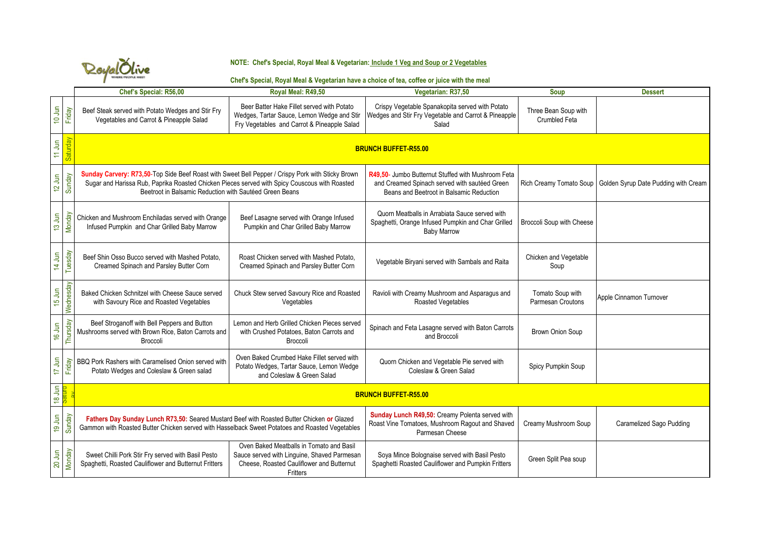Royal Olive

**NOTE: Chef's Special, Royal Meal & Vegetarian: Include 1 Veg and Soup or 2 Vegetables**

**Chef's Special, Royal Meal & Vegetarian have a choice of tea, coffee or juice with the meal**

| Date | Day | Chef's Special: R56,00 | Royal Meal: R49,50 | Vegetarian: R37,50 | Soup | Dessert |
|---|---|---|---|---|---|---|
| 10 Jun | Friday | Beef Steak served with Potato Wedges and Stir Fry Vegetables and Carrot & Pineapple Salad | Beer Batter Hake Fillet served with Potato Wedges, Tartar Sauce, Lemon Wedge and Stir Fry Vegetables and Carrot & Pineapple Salad | Crispy Vegetable Spanakopita served with Potato Wedges and Stir Fry Vegetable and Carrot & Pineapple Salad | Three Bean Soup with Crumbled Feta | |
| 11 Jun | Saturday | **BRUNCH BUFFET-R55.00** | | | | |
| 12 Jun | Sunday | **Sunday Carvery: R73,50**-Top Side Beef Roast with Sweet Bell Pepper / Crispy Pork with Sticky Brown Sugar and Harissa Rub, Paprika Roasted Chicken Pieces served with Spicy Couscous with Roasted Beetroot in Balsamic Reduction with Sautéed Green Beans | | **R49,50**- Jumbo Butternut Stuffed with Mushroom Feta and Creamed Spinach served with sautéed Green Beans and Beetroot in Balsamic Reduction | Rich Creamy Tomato Soup | Golden Syrup Date Pudding with Cream |
| 13 Jun | Monday | Chicken and Mushroom Enchiladas served with Orange Infused Pumpkin and Char Grilled Baby Marrow | Beef Lasagne served with Orange Infused Pumpkin and Char Grilled Baby Marrow | Quorn Meatballs in Arrabiata Sauce served with Spaghetti, Orange Infused Pumpkin and Char Grilled Baby Marrow | Broccoli Soup with Cheese | |
| 14 Jun | Tuesday | Beef Shin Osso Bucco served with Mashed Potato, Creamed Spinach and Parsley Butter Corn | Roast Chicken served with Mashed Potato, Creamed Spinach and Parsley Butter Corn | Vegetable Biryani served with Sambals and Raita | Chicken and Vegetable Soup | |
| 15 Jun | Wednesday | Baked Chicken Schnitzel with Cheese Sauce served with Savoury Rice and Roasted Vegetables | Chuck Stew served Savoury Rice and Roasted Vegetables | Ravioli with Creamy Mushroom and Asparagus and Roasted Vegetables | Tomato Soup with Parmesan Croutons | Apple Cinnamon Turnover |
| 16 Jun | Thursday | Beef Stroganoff with Bell Peppers and Button Mushrooms served with Brown Rice, Baton Carrots and Broccoli | Lemon and Herb Grilled Chicken Pieces served with Crushed Potatoes, Baton Carrots and Broccoli | Spinach and Feta Lasagne served with Baton Carrots and Broccoli | Brown Onion Soup | |
| 17 Jun | Friday | BBQ Pork Rashers with Caramelised Onion served with Potato Wedges and Coleslaw & Green salad | Oven Baked Crumbed Hake Fillet served with Potato Wedges, Tartar Sauce, Lemon Wedge and Coleslaw & Green Salad | Quorn Chicken and Vegetable Pie served with Coleslaw & Green Salad | Spicy Pumpkin Soup | |
| 18 Jun | Saturday | **BRUNCH BUFFET-R55.00** | | | | |
| 19 Jun | Sunday | **Fathers Day Sunday Lunch R73,50:** Seared Mustard Beef with Roasted Butter Chicken **or** Glazed Gammon with Roasted Butter Chicken served with Hasselback Sweet Potatoes and Roasted Vegetables | | **Sunday Lunch R49,50:** Creamy Polenta served with Roast Vine Tomatoes, Mushroom Ragout and Shaved Parmesan Cheese | Creamy Mushroom Soup | Caramelized Sago Pudding |
| 20 Jun | Monday | Sweet Chilli Pork Stir Fry served with Basil Pesto Spaghetti, Roasted Cauliflower and Butternut Fritters | Oven Baked Meatballs in Tomato and Basil Sauce served with Linguine, Shaved Parmesan Cheese, Roasted Cauliflower and Butternut Fritters | Soya Mince Bolognaise served with Basil Pesto Spaghetti Roasted Cauliflower and Pumpkin Fritters | Green Split Pea soup | |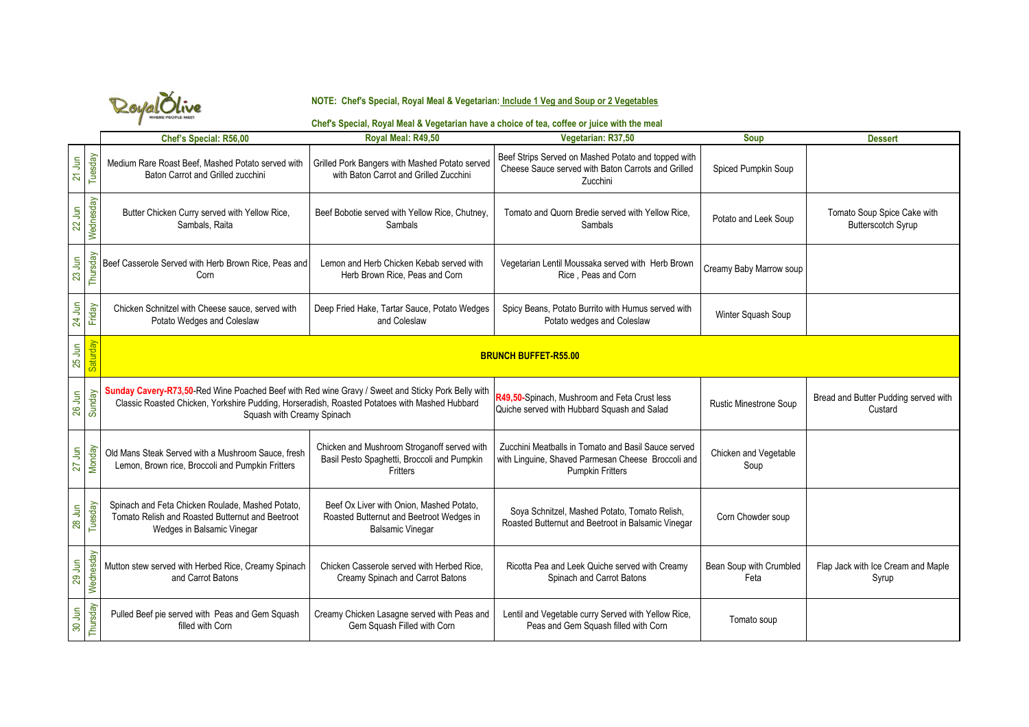Royal Olive
WHERE PEOPLE MEET

**NOTE: Chef's Special, Royal Meal & Vegetarian: Include 1 Veg and Soup or 2 Vegetables**

**Chef's Special, Royal Meal & Vegetarian have a choice of tea, coffee or juice with the meal**

| Date | Day | Chef's Special: R56,00 | Royal Meal: R49,50 | Vegetarian: R37,50 | Soup | Dessert |
|---|---|---|---|---|---|---|
| 21 Jun | Tuesday | Medium Rare Roast Beef, Mashed Potato served with Baton Carrot and Grilled zucchini | Grilled Pork Bangers with Mashed Potato served with Baton Carrot and Grilled Zucchini | Beef Strips Served on Mashed Potato and topped with Cheese Sauce served with Baton Carrots and Grilled Zucchini | Spiced Pumpkin Soup | |
| 22 Jun | Wednesday | Butter Chicken Curry served with Yellow Rice, Sambals, Raita | Beef Bobotie served with Yellow Rice, Chutney, Sambals | Tomato and Quorn Bredie served with Yellow Rice, Sambals | Potato and Leek Soup | Tomato Soup Spice Cake with Butterscotch Syrup |
| 23 Jun | Thursday | Beef Casserole Served with Herb Brown Rice, Peas and Corn | Lemon and Herb Chicken Kebab served with Herb Brown Rice, Peas and Corn | Vegetarian Lentil Moussaka served with Herb Brown Rice , Peas and Corn | Creamy Baby Marrow soup | |
| 24 Jun | Friday | Chicken Schnitzel with Cheese sauce, served with Potato Wedges and Coleslaw | Deep Fried Hake, Tartar Sauce, Potato Wedges and Coleslaw | Spicy Beans, Potato Burrito with Humus served with Potato wedges and Coleslaw | Winter Squash Soup | |
| 25 Jun | Saturday | **BRUNCH BUFFET-R55.00** | | | | |
| 26 Jun | Sunday | **Sunday Cavery-R73,50**-Red Wine Poached Beef with Red wine Gravy / Sweet and Sticky Pork Belly with Classic Roasted Chicken, Yorkshire Pudding, Horseradish, Roasted Potatoes with Mashed Hubbard Squash with Creamy Spinach | | **R49,50**-Spinach, Mushroom and Feta Crust less Quiche served with Hubbard Squash and Salad | Rustic Minestrone Soup | Bread and Butter Pudding served with Custard |
| 27 Jun | Monday | Old Mans Steak Served with a Mushroom Sauce, fresh Lemon, Brown rice, Broccoli and Pumpkin Fritters | Chicken and Mushroom Stroganoff served with Basil Pesto Spaghetti, Broccoli and Pumpkin Fritters | Zucchini Meatballs in Tomato and Basil Sauce served with Linguine, Shaved Parmesan Cheese Broccoli and Pumpkin Fritters | Chicken and Vegetable Soup | |
| 28 Jun | Tuesday | Spinach and Feta Chicken Roulade, Mashed Potato, Tomato Relish and Roasted Butternut and Beetroot Wedges in Balsamic Vinegar | Beef Ox Liver with Onion, Mashed Potato, Roasted Butternut and Beetroot Wedges in Balsamic Vinegar | Soya Schnitzel, Mashed Potato, Tomato Relish, Roasted Butternut and Beetroot in Balsamic Vinegar | Corn Chowder soup | |
| 29 Jun | Wednesday | Mutton stew served with Herbed Rice, Creamy Spinach and Carrot Batons | Chicken Casserole served with Herbed Rice, Creamy Spinach and Carrot Batons | Ricotta Pea and Leek Quiche served with Creamy Spinach and Carrot Batons | Bean Soup with Crumbled Feta | Flap Jack with Ice Cream and Maple Syrup |
| 30 Jun | Thursday | Pulled Beef pie served with Peas and Gem Squash filled with Corn | Creamy Chicken Lasagne served with Peas and Gem Squash Filled with Corn | Lentil and Vegetable curry Served with Yellow Rice, Peas and Gem Squash filled with Corn | Tomato soup | |